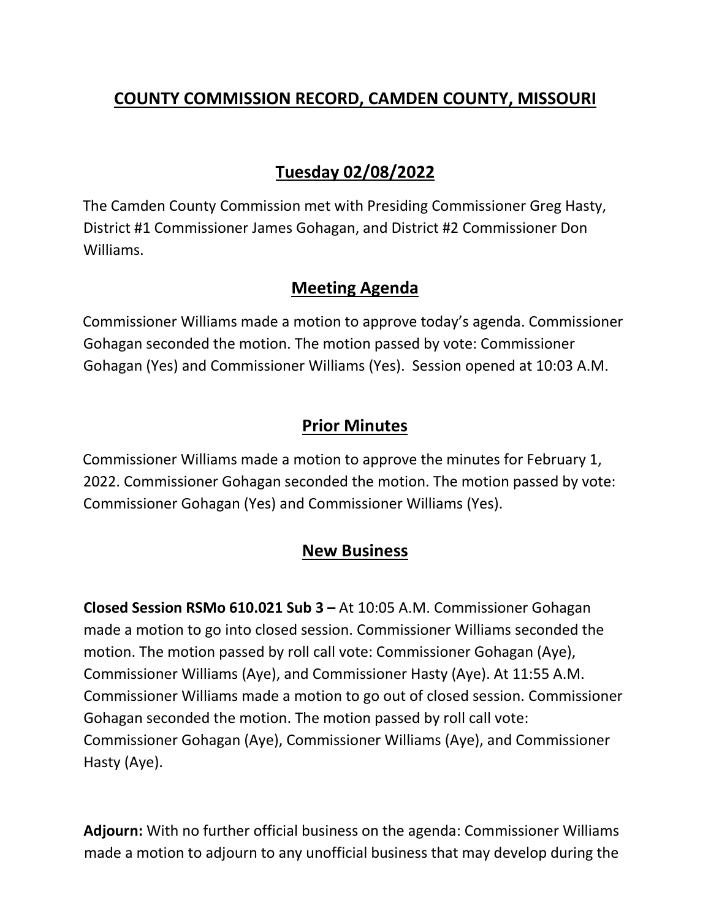# COUNTY COMMISSION RECORD, CAMDEN COUNTY, MISSOURI

## Tuesday 02/08/2022

The Camden County Commission met with Presiding Commissioner Greg Hasty, District #1 Commissioner James Gohagan, and District #2 Commissioner Don Williams.

## Meeting Agenda

Commissioner Williams made a motion to approve today's agenda. Commissioner Gohagan seconded the motion. The motion passed by vote: Commissioner Gohagan (Yes) and Commissioner Williams (Yes). Session opened at 10:03 A.M.

## Prior Minutes

Commissioner Williams made a motion to approve the minutes for February 1, 2022. Commissioner Gohagan seconded the motion. The motion passed by vote: Commissioner Gohagan (Yes) and Commissioner Williams (Yes).

## New Business

**Closed Session RSMo 610.021 Sub 3 –** At 10:05 A.M. Commissioner Gohagan made a motion to go into closed session. Commissioner Williams seconded the motion. The motion passed by roll call vote: Commissioner Gohagan (Aye), Commissioner Williams (Aye), and Commissioner Hasty (Aye). At 11:55 A.M. Commissioner Williams made a motion to go out of closed session. Commissioner Gohagan seconded the motion. The motion passed by roll call vote: Commissioner Gohagan (Aye), Commissioner Williams (Aye), and Commissioner Hasty (Aye).

**Adjourn:** With no further official business on the agenda: Commissioner Williams made a motion to adjourn to any unofficial business that may develop during the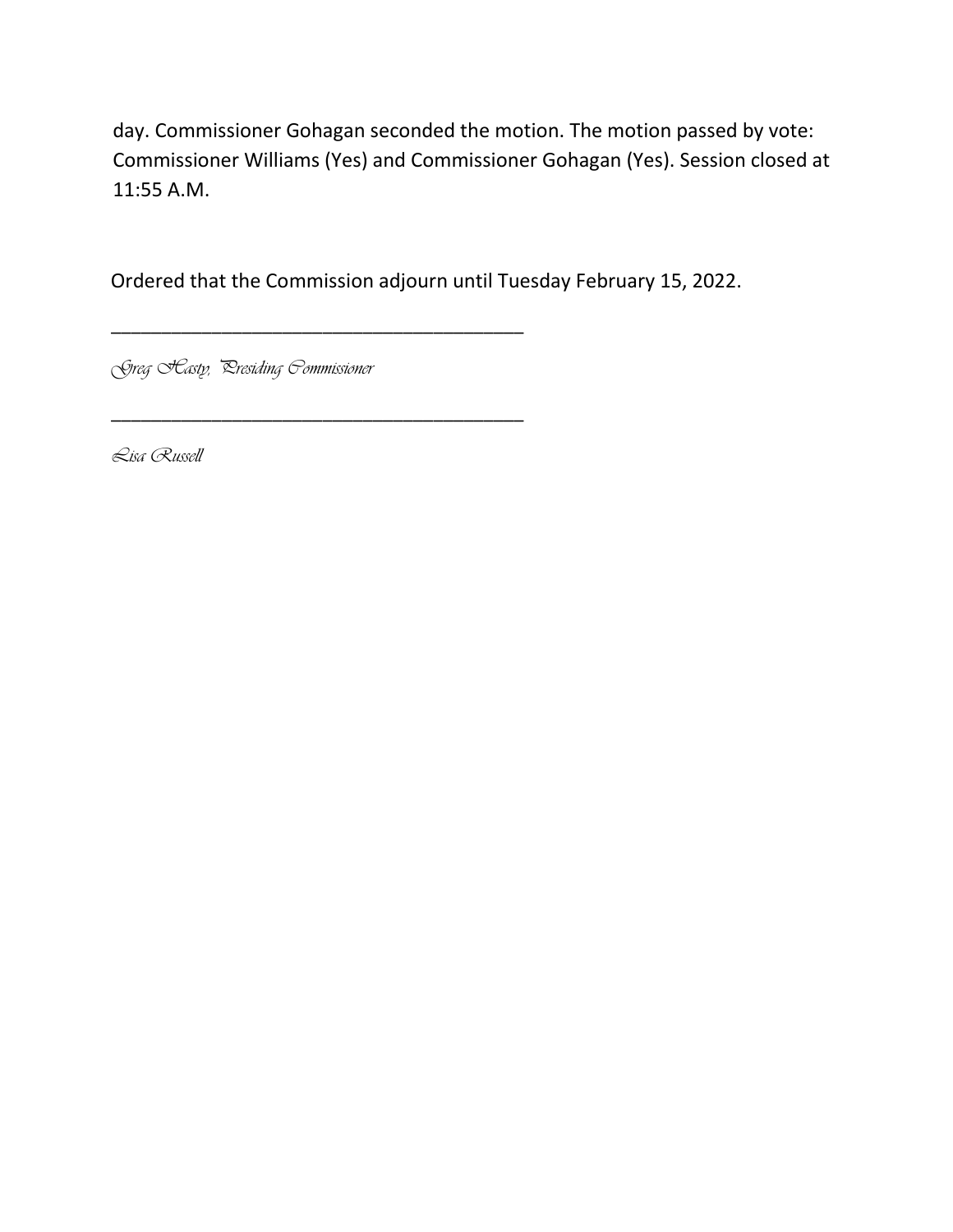day. Commissioner Gohagan seconded the motion. The motion passed by vote: Commissioner Williams (Yes) and Commissioner Gohagan (Yes). Session closed at 11:55 A.M.

Ordered that the Commission adjourn until Tuesday February 15, 2022.

\_\_\_\_\_\_\_\_\_\_\_\_\_\_\_\_\_\_\_\_\_\_\_\_\_\_\_\_\_\_\_\_\_\_\_\_\_\_\_\_

*Greg Hasty, Presiding Commissioner*

\_\_\_\_\_\_\_\_\_\_\_\_\_\_\_\_\_\_\_\_\_\_\_\_\_\_\_\_\_\_\_\_\_\_\_\_\_\_\_\_

*Lisa Russell*